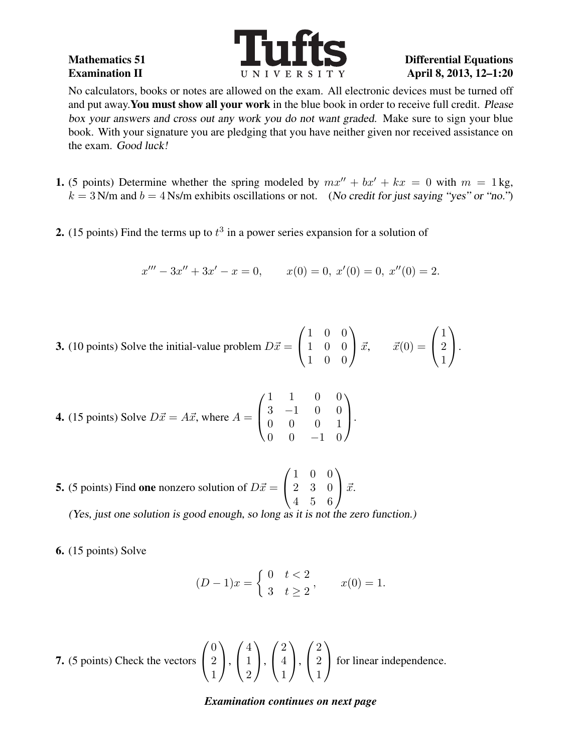**Mathematics 51** | **Differential Equations**
**Examination II** | **April 8, 2013, 12–1:20**

Tufts UNIVERSITY

No calculators, books or notes are allowed on the exam. All electronic devices must be turned off and put away. **You must show all your work** in the blue book in order to receive full credit. *Please box your answers and cross out any work you do not want graded.* Make sure to sign your blue book. With your signature you are pledging that you have neither given nor received assistance on the exam. *Good luck!*

**1.** (5 points) Determine whether the spring modeled by $mx'' + bx' + kx = 0$ with $m = 1\,\text{kg}$, $k = 3\,\text{N/m}$ and $b = 4\,\text{Ns/m}$ exhibits oscillations or not. (*No credit for just saying "yes" or "no."*)

**2.** (15 points) Find the terms up to $t^3$ in a power series expansion for a solution of

$$x''' - 3x'' + 3x' - x = 0, \qquad x(0) = 0,\ x'(0) = 0,\ x''(0) = 2.$$

**3.** (10 points) Solve the initial-value problem $D\vec{x} = \begin{pmatrix} 1 & 0 & 0 \\ 1 & 0 & 0 \\ 1 & 0 & 0 \end{pmatrix} \vec{x}, \qquad \vec{x}(0) = \begin{pmatrix} 1 \\ 2 \\ 1 \end{pmatrix}.$

**4.** (15 points) Solve $D\vec{x} = A\vec{x}$, where $A = \begin{pmatrix} 1 & 1 & 0 & 0 \\ 3 & -1 & 0 & 0 \\ 0 & 0 & 0 & 1 \\ 0 & 0 & -1 & 0 \end{pmatrix}.$

**5.** (5 points) Find **one** nonzero solution of $D\vec{x} = \begin{pmatrix} 1 & 0 & 0 \\ 2 & 3 & 0 \\ 4 & 5 & 6 \end{pmatrix} \vec{x}.$

*(Yes, just one solution is good enough, so long as it is not the zero function.)*

**6.** (15 points) Solve

$$(D-1)x = \begin{cases} 0 & t < 2 \\ 3 & t \geq 2 \end{cases}, \qquad x(0) = 1.$$

**7.** (5 points) Check the vectors $\begin{pmatrix} 0 \\ 2 \\ 1 \end{pmatrix}, \begin{pmatrix} 4 \\ 1 \\ 2 \end{pmatrix}, \begin{pmatrix} 2 \\ 4 \\ 1 \end{pmatrix}, \begin{pmatrix} 2 \\ 2 \\ 1 \end{pmatrix}$ for linear independence.

***Examination continues on next page***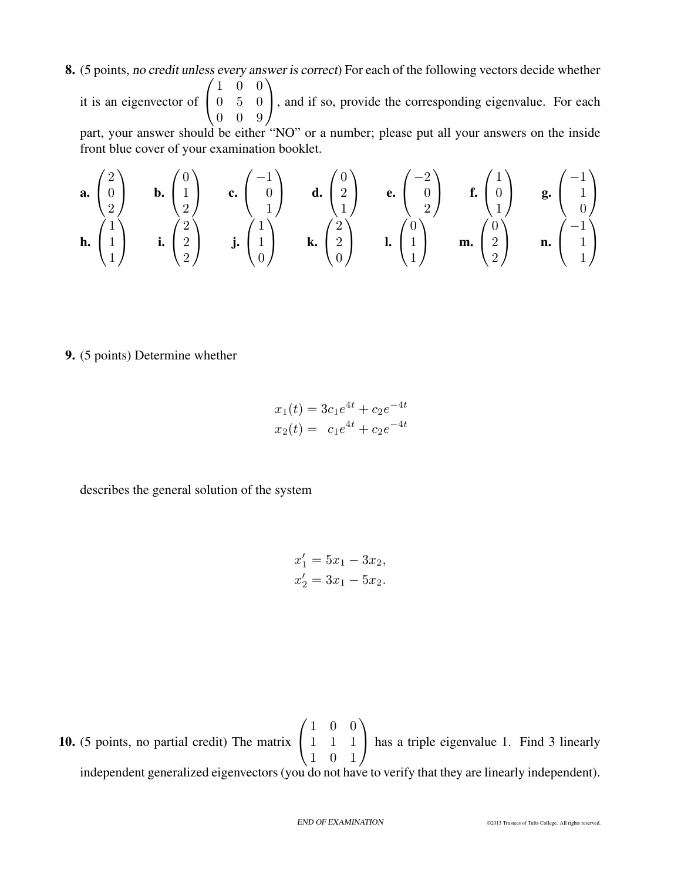**8.** (5 points, *no credit unless every answer is correct*) For each of the following vectors decide whether it is an eigenvector of $\begin{pmatrix} 1 & 0 & 0 \\ 0 & 5 & 0 \\ 0 & 0 & 9 \end{pmatrix}$, and if so, provide the corresponding eigenvalue. For each part, your answer should be either "NO" or a number; please put all your answers on the inside front blue cover of your examination booklet.

**a.** $\begin{pmatrix} 2 \\ 0 \\ 2 \end{pmatrix}$ **b.** $\begin{pmatrix} 0 \\ 1 \\ 2 \end{pmatrix}$ **c.** $\begin{pmatrix} -1 \\ 0 \\ 1 \end{pmatrix}$ **d.** $\begin{pmatrix} 0 \\ 2 \\ 1 \end{pmatrix}$ **e.** $\begin{pmatrix} -2 \\ 0 \\ 2 \end{pmatrix}$ **f.** $\begin{pmatrix} 1 \\ 0 \\ 1 \end{pmatrix}$ **g.** $\begin{pmatrix} -1 \\ 1 \\ 0 \end{pmatrix}$

**h.** $\begin{pmatrix} 1 \\ 1 \\ 1 \end{pmatrix}$ **i.** $\begin{pmatrix} 2 \\ 2 \\ 2 \end{pmatrix}$ **j.** $\begin{pmatrix} 1 \\ 1 \\ 0 \end{pmatrix}$ **k.** $\begin{pmatrix} 2 \\ 2 \\ 0 \end{pmatrix}$ **l.** $\begin{pmatrix} 0 \\ 1 \\ 1 \end{pmatrix}$ **m.** $\begin{pmatrix} 0 \\ 2 \\ 2 \end{pmatrix}$ **n.** $\begin{pmatrix} -1 \\ 1 \\ 1 \end{pmatrix}$

**9.** (5 points) Determine whether

$$
\begin{aligned}
x_1(t) &= 3c_1e^{4t} + c_2e^{-4t} \\
x_2(t) &= \ \ c_1e^{4t} + c_2e^{-4t}
\end{aligned}
$$

describes the general solution of the system

$$
\begin{aligned}
x_1' &= 5x_1 - 3x_2, \\
x_2' &= 3x_1 - 5x_2.
\end{aligned}
$$

**10.** (5 points, no partial credit) The matrix $\begin{pmatrix} 1 & 0 & 0 \\ 1 & 1 & 1 \\ 1 & 0 & 1 \end{pmatrix}$ has a triple eigenvalue 1. Find 3 linearly independent generalized eigenvectors (you do not have to verify that they are linearly independent).

*END OF EXAMINATION*

©2013 Trustees of Tufts College. All rights reserved.